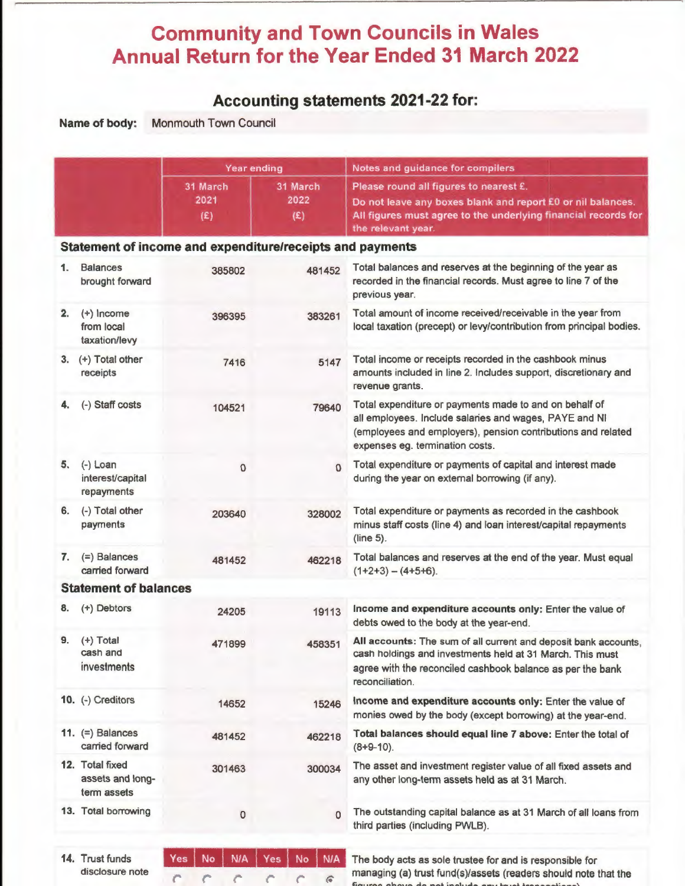# Community and Town Councils in Wales
# Annual Return for the Year Ended 31 March 2022

## Accounting statements 2021-22 for:

**Name of body:** Monmouth Town Council

| | Year ending | | Notes and guidance for compilers |
|---|---|---|---|
| | 31 March 2021 (£) | 31 March 2022 (£) | Please round all figures to nearest £. Do not leave any boxes blank and report £0 or nil balances. All figures must agree to the underlying financial records for the relevant year. |
| **Statement of income and expenditure/receipts and payments** | | | |
| 1. Balances brought forward | 385802 | 481452 | Total balances and reserves at the beginning of the year as recorded in the financial records. Must agree to line 7 of the previous year. |
| 2. (+) Income from local taxation/levy | 396395 | 383261 | Total amount of income received/receivable in the year from local taxation (precept) or levy/contribution from principal bodies. |
| 3. (+) Total other receipts | 7416 | 5147 | Total income or receipts recorded in the cashbook minus amounts included in line 2. Includes support, discretionary and revenue grants. |
| 4. (-) Staff costs | 104521 | 79640 | Total expenditure or payments made to and on behalf of all employees. Include salaries and wages, PAYE and NI (employees and employers), pension contributions and related expenses eg. termination costs. |
| 5. (-) Loan interest/capital repayments | 0 | 0 | Total expenditure or payments of capital and interest made during the year on external borrowing (if any). |
| 6. (-) Total other payments | 203640 | 328002 | Total expenditure or payments as recorded in the cashbook minus staff costs (line 4) and loan interest/capital repayments (line 5). |
| 7. (=) Balances carried forward | 481452 | 462218 | Total balances and reserves at the end of the year. Must equal (1+2+3) – (4+5+6). |
| **Statement of balances** | | | |
| 8. (+) Debtors | 24205 | 19113 | **Income and expenditure accounts only:** Enter the value of debts owed to the body at the year-end. |
| 9. (+) Total cash and investments | 471899 | 458351 | **All accounts:** The sum of all current and deposit bank accounts, cash holdings and investments held at 31 March. This must agree with the reconciled cashbook balance as per the bank reconciliation. |
| 10. (-) Creditors | 14652 | 15246 | **Income and expenditure accounts only:** Enter the value of monies owed by the body (except borrowing) at the year-end. |
| 11. (=) Balances carried forward | 481452 | 462218 | **Total balances should equal line 7 above:** Enter the total of (8+9-10). |
| 12. Total fixed assets and long-term assets | 301463 | 300034 | The asset and investment register value of all fixed assets and any other long-term assets held as at 31 March. |
| 13. Total borrowing | 0 | 0 | The outstanding capital balance as at 31 March of all loans from third parties (including PWLB). |

| 14. Trust funds disclosure note | Yes (2021) | No (2021) | N/A (2021) | Yes (2022) | No (2022) | N/A (2022) | |
|---|---|---|---|---|---|---|---|
| | ○ | ○ | ○ | ○ | ○ | ● | The body acts as sole trustee for and is responsible for managing (a) trust fund(s)/assets (readers should note that the figures above do not include any trust transactions). |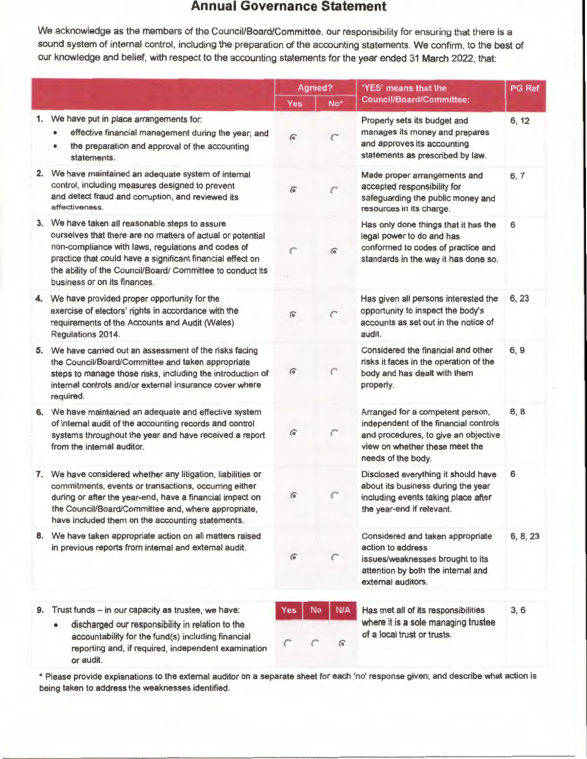# Annual Governance Statement

We acknowledge as the members of the Council/Board/Committee, our responsibility for ensuring that there is a sound system of internal control, including the preparation of the accounting statements. We confirm, to the best of our knowledge and belief, with respect to the accounting statements for the year ended 31 March 2022, that:

| | Agreed? | | 'YES' means that the Council/Board/Committee: | PG Ref |
|---|---|---|---|---|
| | Yes | No* | | |
| 1. We have put in place arrangements for: <br>• effective financial management during the year; and <br>• the preparation and approval of the accounting statements. | ◉ | ○ | Properly sets its budget and manages its money and prepares and approves its accounting statements as prescribed by law. | 6, 12 |
| 2. We have maintained an adequate system of internal control, including measures designed to prevent and detect fraud and corruption, and reviewed its effectiveness. | ◉ | ○ | Made proper arrangements and accepted responsibility for safeguarding the public money and resources in its charge. | 6, 7 |
| 3. We have taken all reasonable steps to assure ourselves that there are no matters of actual or potential non-compliance with laws, regulations and codes of practice that could have a significant financial effect on the ability of the Council/Board/ Committee to conduct its business or on its finances. | ○ | ◉ | Has only done things that it has the legal power to do and has conformed to codes of practice and standards in the way it has done so. | 6 |
| 4. We have provided proper opportunity for the exercise of electors' rights in accordance with the requirements of the Accounts and Audit (Wales) Regulations 2014. | ◉ | ○ | Has given all persons interested the opportunity to inspect the body's accounts as set out in the notice of audit. | 6, 23 |
| 5. We have carried out an assessment of the risks facing the Council/Board/Committee and taken appropriate steps to manage those risks, including the introduction of internal controls and/or external insurance cover where required. | ◉ | ○ | Considered the financial and other risks it faces in the operation of the body and has dealt with them properly. | 6, 9 |
| 6. We have maintained an adequate and effective system of internal audit of the accounting records and control systems throughout the year and have received a report from the internal auditor. | ◉ | ○ | Arranged for a competent person, independent of the financial controls and procedures, to give an objective view on whether these meet the needs of the body. | 6, 8 |
| 7. We have considered whether any litigation, liabilities or commitments, events or transactions, occurring either during or after the year-end, have a financial impact on the Council/Board/Committee and, where appropriate, have included them on the accounting statements. | ◉ | ○ | Disclosed everything it should have about its business during the year including events taking place after the year-end if relevant. | 6 |
| 8. We have taken appropriate action on all matters raised in previous reports from internal and external audit. | ◉ | ○ | Considered and taken appropriate action to address issues/weaknesses brought to its attention by both the internal and external auditors. | 6, 8, 23 |

| | Yes | No | N/A | | |
|---|---|---|---|---|---|
| 9. Trust funds – in our capacity as trustee, we have: <br>• discharged our responsibility in relation to the accountability for the fund(s) including financial reporting and, if required, independent examination or audit. | ○ | ○ | ◉ | Has met all of its responsibilities where it is a sole managing trustee of a local trust or trusts. | 3, 6 |

\* Please provide explanations to the external auditor on a separate sheet for each 'no' response given; and describe what action is being taken to address the weaknesses identified.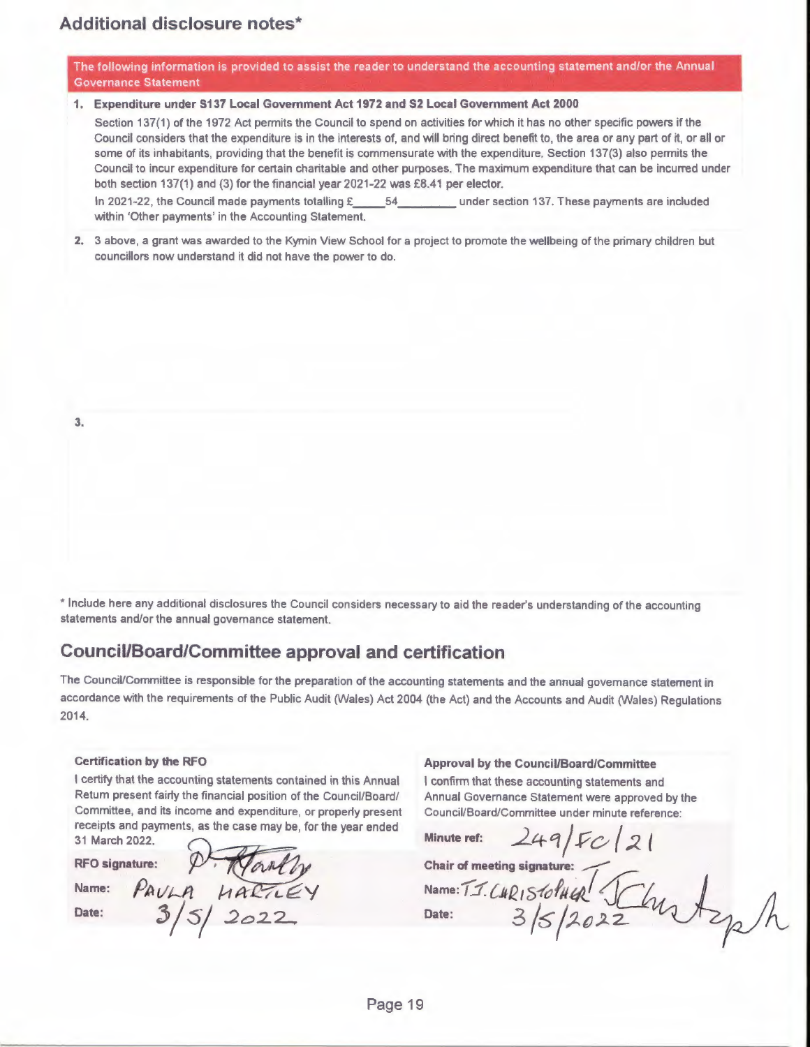## Additional disclosure notes*

**The following information is provided to assist the reader to understand the accounting statement and/or the Annual Governance Statement**

1. **Expenditure under S137 Local Government Act 1972 and S2 Local Government Act 2000**

   Section 137(1) of the 1972 Act permits the Council to spend on activities for which it has no other specific powers if the Council considers that the expenditure is in the interests of, and will bring direct benefit to, the area or any part of it, or all or some of its inhabitants, providing that the benefit is commensurate with the expenditure. Section 137(3) also permits the Council to incur expenditure for certain charitable and other purposes. The maximum expenditure that can be incurred under both section 137(1) and (3) for the financial year 2021-22 was £8.41 per elector.

   In 2021-22, the Council made payments totalling £\_\_\_\_\_54\_\_\_\_\_\_\_\_\_ under section 137. These payments are included within 'Other payments' in the Accounting Statement.

2. 3 above, a grant was awarded to the Kymin View School for a project to promote the wellbeing of the primary children but councillors now understand it did not have the power to do.

3.

\* Include here any additional disclosures the Council considers necessary to aid the reader's understanding of the accounting statements and/or the annual governance statement.

## Council/Board/Committee approval and certification

The Council/Committee is responsible for the preparation of the accounting statements and the annual governance statement in accordance with the requirements of the Public Audit (Wales) Act 2004 (the Act) and the Accounts and Audit (Wales) Regulations 2014.

**Certification by the RFO**

I certify that the accounting statements contained in this Annual Return present fairly the financial position of the Council/Board/Committee, and its income and expenditure, or properly present receipts and payments, as the case may be, for the year ended 31 March 2022.

**RFO signature:** P. Hartley

**Name:** PAULA HARTLEY

**Date:** 3/5/2022

**Approval by the Council/Board/Committee**

I confirm that these accounting statements and Annual Governance Statement were approved by the Council/Board/Committee under minute reference:

**Minute ref:** 249/FC/21

**Chair of meeting signature:** J Christoph

**Name:** T.J. CHRISTOPHER

**Date:** 3/5/2022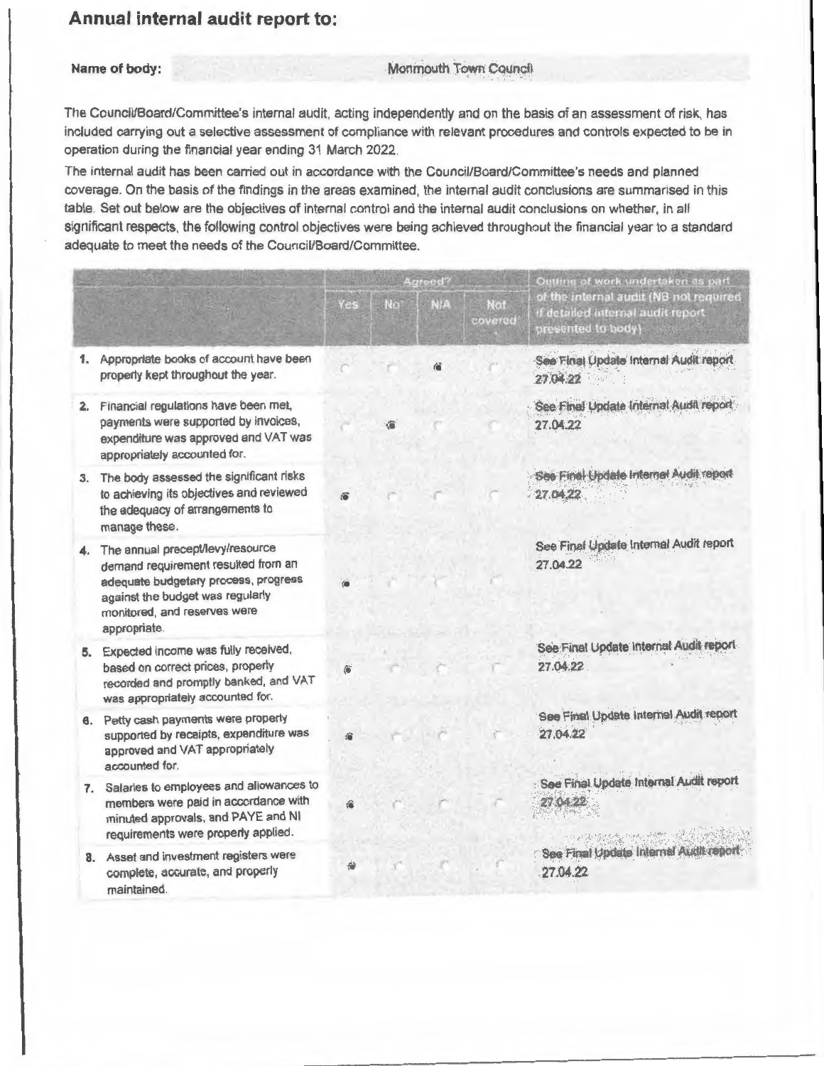## Annual internal audit report to:

**Name of body:** Monmouth Town Council

The Council/Board/Committee's internal audit, acting independently and on the basis of an assessment of risk, has included carrying out a selective assessment of compliance with relevant procedures and controls expected to be in operation during the financial year ending 31 March 2022.

The internal audit has been carried out in accordance with the Council/Board/Committee's needs and planned coverage. On the basis of the findings in the areas examined, the internal audit conclusions are summarised in this table. Set out below are the objectives of internal control and the internal audit conclusions on whether, in all significant respects, the following control objectives were being achieved throughout the financial year to a standard adequate to meet the needs of the Council/Board/Committee.

| | Agreed? | | | | Outline of work undertaken as part of the internal audit (NB not required if detailed internal audit report presented to body) |
|---|---|---|---|---|---|
| | Yes | No* | N/A | Not covered | |
| 1. Appropriate books of account have been properly kept throughout the year. | | | ● | | See Final Update Internal Audit report 27.04.22 |
| 2. Financial regulations have been met, payments were supported by invoices, expenditure was approved and VAT was appropriately accounted for. | | ● | | | See Final Update Internal Audit report 27.04.22 |
| 3. The body assessed the significant risks to achieving its objectives and reviewed the adequacy of arrangements to manage these. | ● | | | | See Final Update Internal Audit report 27.04.22 |
| 4. The annual precept/levy/resource demand requirement resulted from an adequate budgetary process, progress against the budget was regularly monitored, and reserves were appropriate. | ● | | | | See Final Update Internal Audit report 27.04.22 |
| 5. Expected income was fully received, based on correct prices, properly recorded and promptly banked, and VAT was appropriately accounted for. | ● | | | | See Final Update Internal Audit report 27.04.22 |
| 6. Petty cash payments were properly supported by receipts, expenditure was approved and VAT appropriately accounted for. | ● | | | | See Final Update Internal Audit report 27.04.22 |
| 7. Salaries to employees and allowances to members were paid in accordance with minuted approvals, and PAYE and NI requirements were properly applied. | ● | | | | See Final Update Internal Audit report 27.04.22 |
| 8. Asset and investment registers were complete, accurate, and properly maintained. | ● | | | | See Final Update Internal Audit report 27.04.22 |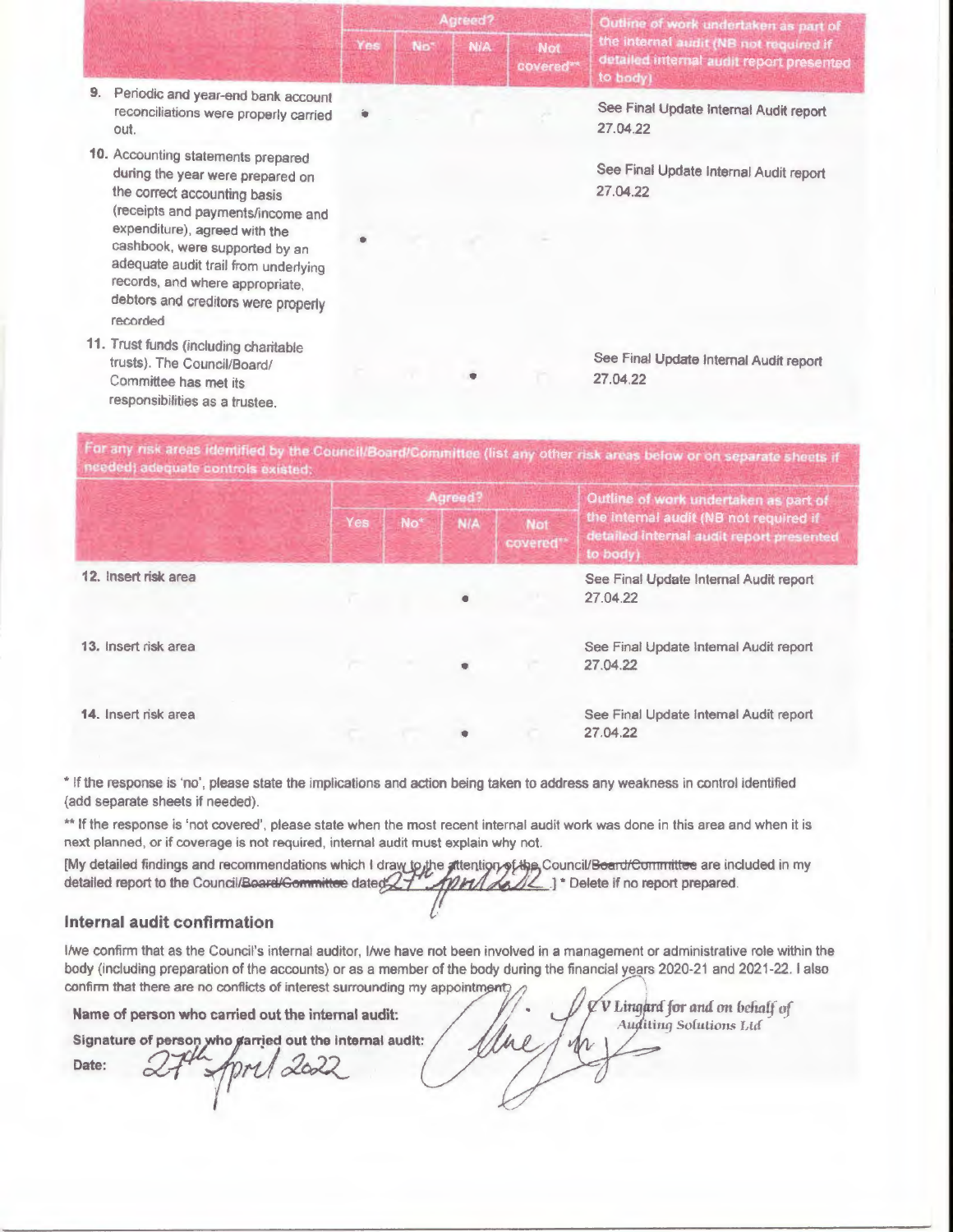| | Agreed? | | | | Outline of work undertaken as part of the internal audit (NB not required if detailed internal audit report presented to body) |
|---|---|---|---|---|---|
| | Yes | No* | N/A | Not covered** | |
| 9. Periodic and year-end bank account reconciliations were properly carried out. | • | | | | See Final Update Internal Audit report 27.04.22 |
| 10. Accounting statements prepared during the year were prepared on the correct accounting basis (receipts and payments/income and expenditure), agreed with the cashbook, were supported by an adequate audit trail from underlying records, and where appropriate, debtors and creditors were properly recorded | • | | | | See Final Update Internal Audit report 27.04.22 |
| 11. Trust funds (including charitable trusts). The Council/Board/ Committee has met its responsibilities as a trustee. | | | • | | See Final Update Internal Audit report 27.04.22 |

For any risk areas identified by the Council/Board/Committee (list any other risk areas below or on separate sheets if needed) adequate controls existed:

| | Agreed? | | | | Outline of work undertaken as part of the internal audit (NB not required if detailed internal audit report presented to body) |
|---|---|---|---|---|---|
| | Yes | No* | N/A | Not covered** | |
| 12. Insert risk area | | | • | | See Final Update Internal Audit report 27.04.22 |
| 13. Insert risk area | | | • | | See Final Update Internal Audit report 27.04.22 |
| 14. Insert risk area | | | • | | See Final Update Internal Audit report 27.04.22 |

* If the response is 'no', please state the implications and action being taken to address any weakness in control identified (add separate sheets if needed).

** If the response is 'not covered', please state when the most recent internal audit work was done in this area and when it is next planned, or if coverage is not required, internal audit must explain why not.

[My detailed findings and recommendations which I draw to the attention of the Council/~~Board/Committee~~ are included in my detailed report to the Council/~~Board/Committee~~ dated 27th April 2022 ] * Delete if no report prepared.

## Internal audit confirmation

I/we confirm that as the Council's internal auditor, I/we have not been involved in a management or administrative role within the body (including preparation of the accounts) or as a member of the body during the financial years 2020-21 and 2021-22. I also confirm that there are no conflicts of interest surrounding my appointment.

**Name of person who carried out the internal audit:** C V Lingard for and on behalf of Auditing Solutions Ltd

**Signature of person who carried out the internal audit:** [signature]

**Date:** 27th April 2022